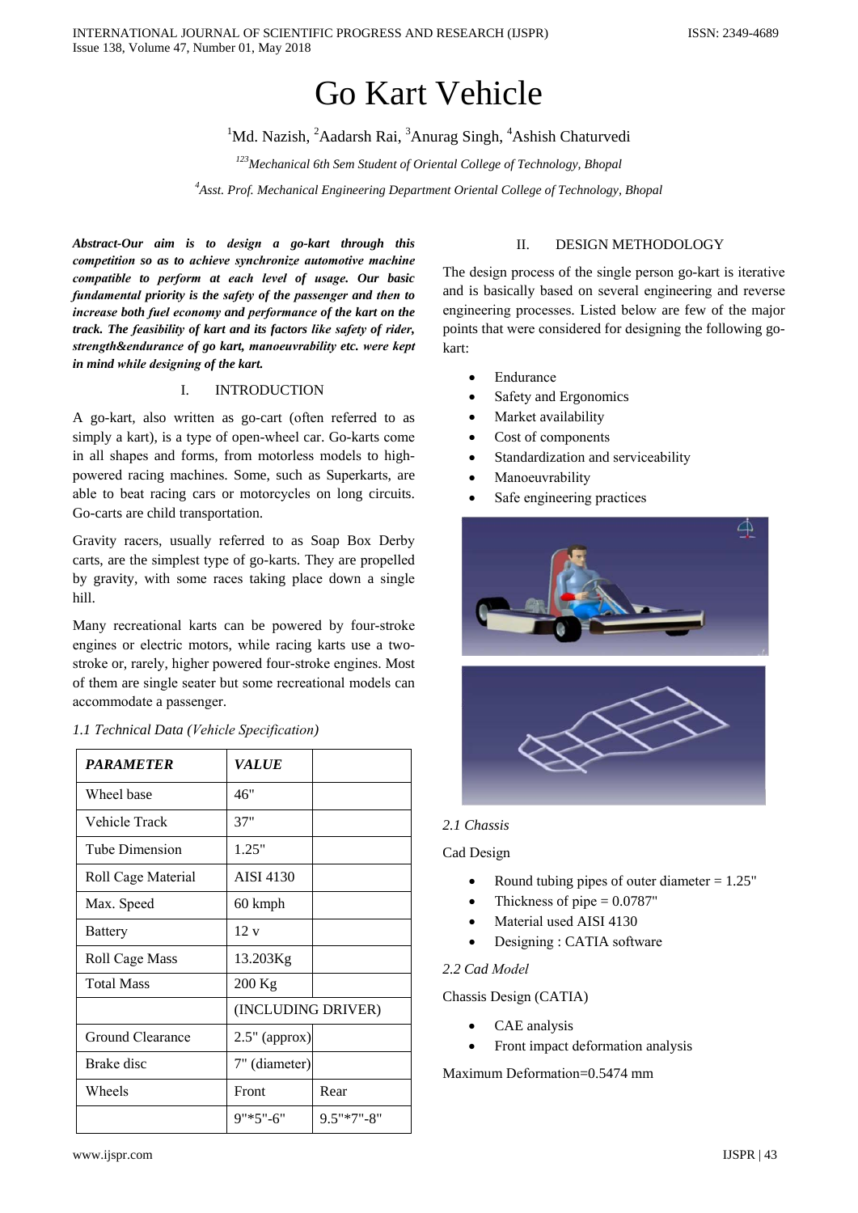# Go Kart Vehicle

[1]Md. Nazish, [2]Aadarsh Rai, [3]Anurag Singh, [4]Ashish Chaturvedi

*[123]Mechanical 6th Sem Student of Oriental College of Technology, Bhopal*

*[4]Asst. Prof. Mechanical Engineering Department Oriental College of Technology, Bhopal*

***Abstract-Our aim is to design a go-kart through this competition so as to achieve synchronize automotive machine compatible to perform at each level of usage. Our basic fundamental priority is the safety of the passenger and then to increase both fuel economy and performance of the kart on the track. The feasibility of kart and its factors like safety of rider, strength&endurance of go kart, manoeuvrability etc. were kept in mind while designing of the kart.***

## I. INTRODUCTION

A go-kart, also written as go-cart (often referred to as simply a kart), is a type of open-wheel car. Go-karts come in all shapes and forms, from motorless models to high-powered racing machines. Some, such as Superkarts, are able to beat racing cars or motorcycles on long circuits. Go-carts are child transportation.

Gravity racers, usually referred to as Soap Box Derby carts, are the simplest type of go-karts. They are propelled by gravity, with some races taking place down a single hill.

Many recreational karts can be powered by four-stroke engines or electric motors, while racing karts use a two-stroke or, rarely, higher powered four-stroke engines. Most of them are single seater but some recreational models can accommodate a passenger.

*1.1 Technical Data (Vehicle Specification)*

| ***PARAMETER*** | ***VALUE*** | |
|---|---|---|
| Wheel base | 46" | |
| Vehicle Track | 37" | |
| Tube Dimension | 1.25" | |
| Roll Cage Material | AISI 4130 | |
| Max. Speed | 60 kmph | |
| Battery | 12 v | |
| Roll Cage Mass | 13.203Kg | |
| Total Mass | 200 Kg | |
| | (INCLUDING DRIVER) | |
| Ground Clearance | 2.5" (approx) | |
| Brake disc | 7" (diameter) | |
| Wheels | Front | Rear |
| | 9"*5"-6" | 9.5"*7"-8" |

## II. DESIGN METHODOLOGY

The design process of the single person go-kart is iterative and is basically based on several engineering and reverse engineering processes. Listed below are few of the major points that were considered for designing the following go-kart:

- Endurance
- Safety and Ergonomics
- Market availability
- Cost of components
- Standardization and serviceability
- Manoeuvrability
- Safe engineering practices

*2.1 Chassis*

Cad Design

- Round tubing pipes of outer diameter = 1.25"
- Thickness of pipe = 0.0787"
- Material used AISI 4130
- Designing : CATIA software

*2.2 Cad Model*

Chassis Design (CATIA)

- CAE analysis
- Front impact deformation analysis

Maximum Deformation=0.5474 mm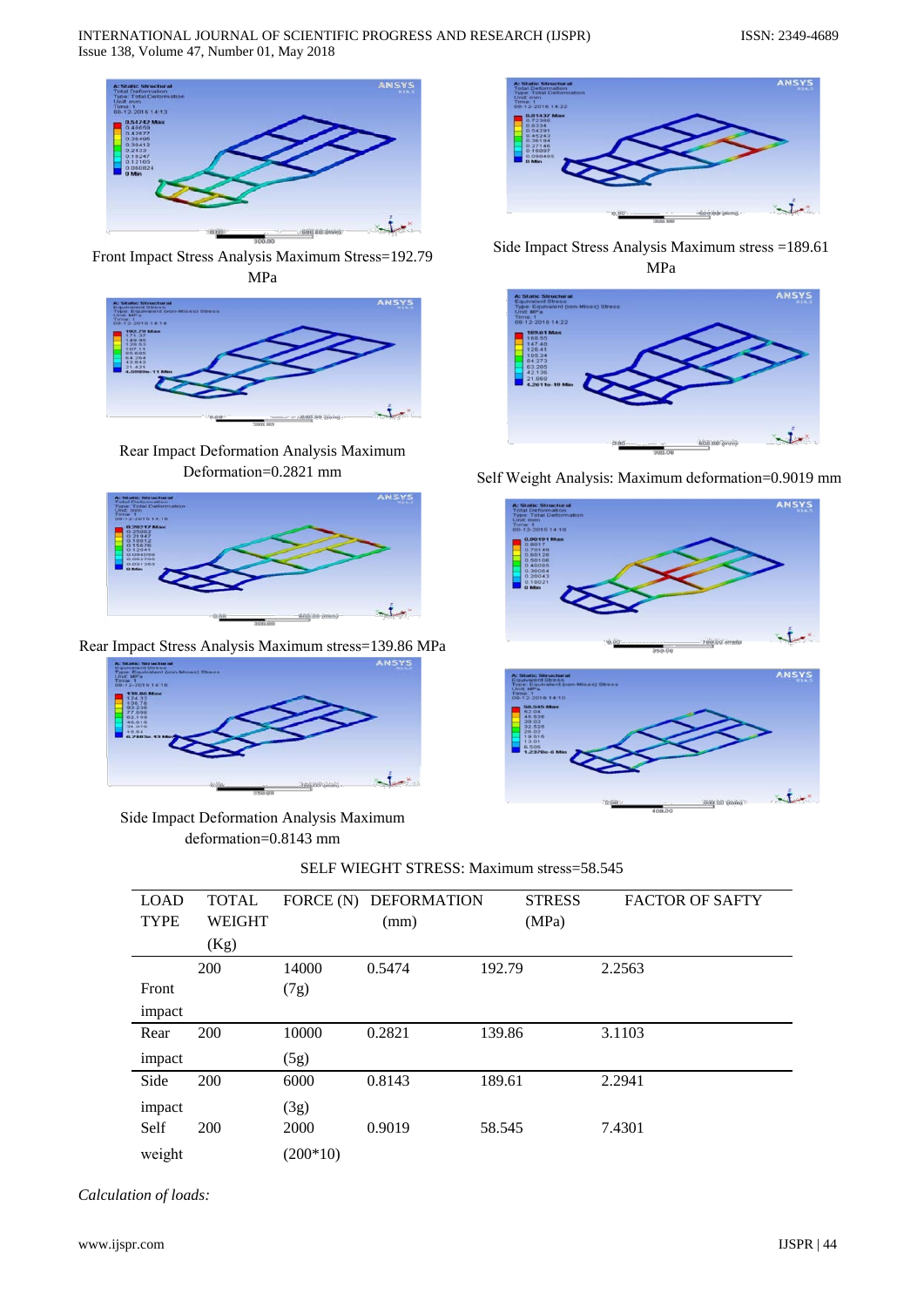Front Impact Stress Analysis Maximum Stress=192.79 MPa

Rear Impact Deformation Analysis Maximum Deformation=0.2821 mm

Rear Impact Stress Analysis Maximum stress=139.86 MPa

Side Impact Deformation Analysis Maximum deformation=0.8143 mm

Side Impact Stress Analysis Maximum stress =189.61 MPa

Self Weight Analysis: Maximum deformation=0.9019 mm

SELF WIEGHT STRESS: Maximum stress=58.545

| LOAD TYPE | TOTAL WEIGHT (Kg) | FORCE (N) | DEFORMATION (mm) | STRESS (MPa) | FACTOR OF SAFTY |
|---|---|---|---|---|---|
| Front impact | 200 | 14000 (7g) | 0.5474 | 192.79 | 2.2563 |
| Rear impact | 200 | 10000 (5g) | 0.2821 | 139.86 | 3.1103 |
| Side impact | 200 | 6000 (3g) | 0.8143 | 189.61 | 2.2941 |
| Self weight | 200 | 2000 (200*10) | 0.9019 | 58.545 | 7.4301 |

*Calculation of loads:*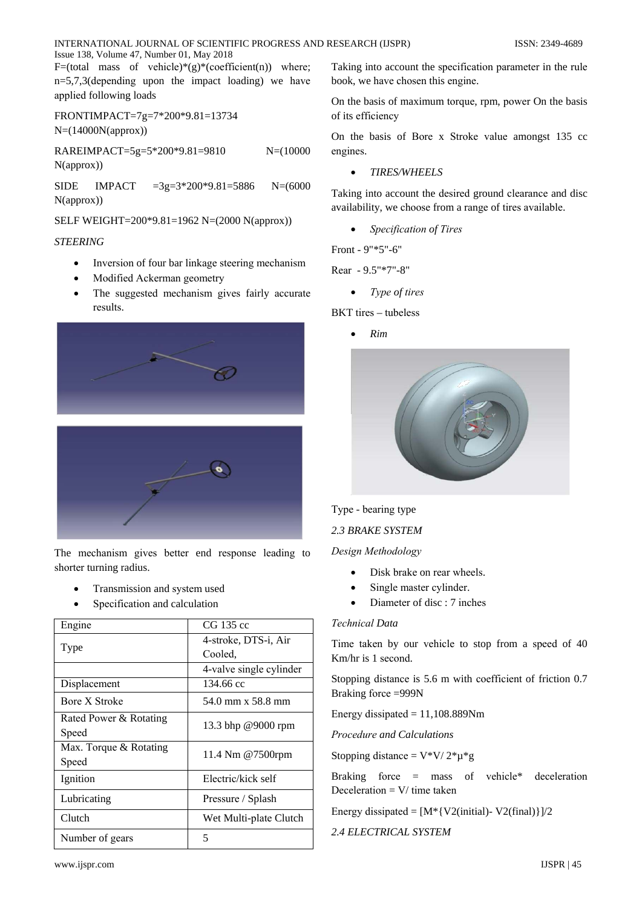F=(total mass of vehicle)*(g)*(coefficient(n)) where; n=5,7,3(depending upon the impact loading) we have applied following loads

FRONTIMPACT=7g=7*200*9.81=13734 N=(14000N(approx))

RAREIMPACT=5g=5*200*9.81=9810 N=(10000 N(approx))

SIDE IMPACT =3g=3*200*9.81=5886 N=(6000 N(approx))

SELF WEIGHT=200*9.81=1962 N=(2000 N(approx))

*STEERING*

- Inversion of four bar linkage steering mechanism
- Modified Ackerman geometry
- The suggested mechanism gives fairly accurate results.

The mechanism gives better end response leading to shorter turning radius.

- Transmission and system used
- Specification and calculation

| Engine | CG 135 cc |
|---|---|
| Type | 4-stroke, DTS-i, Air Cooled, |
| | 4-valve single cylinder |
| Displacement | 134.66 cc |
| Bore X Stroke | 54.0 mm x 58.8 mm |
| Rated Power & Rotating Speed | 13.3 bhp @9000 rpm |
| Max. Torque & Rotating Speed | 11.4 Nm @7500rpm |
| Ignition | Electric/kick self |
| Lubricating | Pressure / Splash |
| Clutch | Wet Multi-plate Clutch |
| Number of gears | 5 |

Taking into account the specification parameter in the rule book, we have chosen this engine.

On the basis of maximum torque, rpm, power On the basis of its efficiency

On the basis of Bore x Stroke value amongst 135 cc engines.

- *TIRES/WHEELS*

Taking into account the desired ground clearance and disc availability, we choose from a range of tires available.

- *Specification of Tires*

Front - 9"*5"-6"

Rear - 9.5"*7"-8"

- *Type of tires*

BKT tires – tubeless

- *Rim*

Type - bearing type

*2.3 BRAKE SYSTEM*

*Design Methodology*

- Disk brake on rear wheels.
- Single master cylinder.
- Diameter of disc : 7 inches

*Technical Data*

Time taken by our vehicle to stop from a speed of 40 Km/hr is 1 second.

Stopping distance is 5.6 m with coefficient of friction 0.7 Braking force =999N

Energy dissipated = 11,108.889Nm

*Procedure and Calculations*

Stopping distance = V*V/ 2*μ*g

Braking force = mass of vehicle* deceleration Deceleration = V/ time taken

Energy dissipated = [M*{V2(initial)- V2(final)}]/2

*2.4 ELECTRICAL SYSTEM*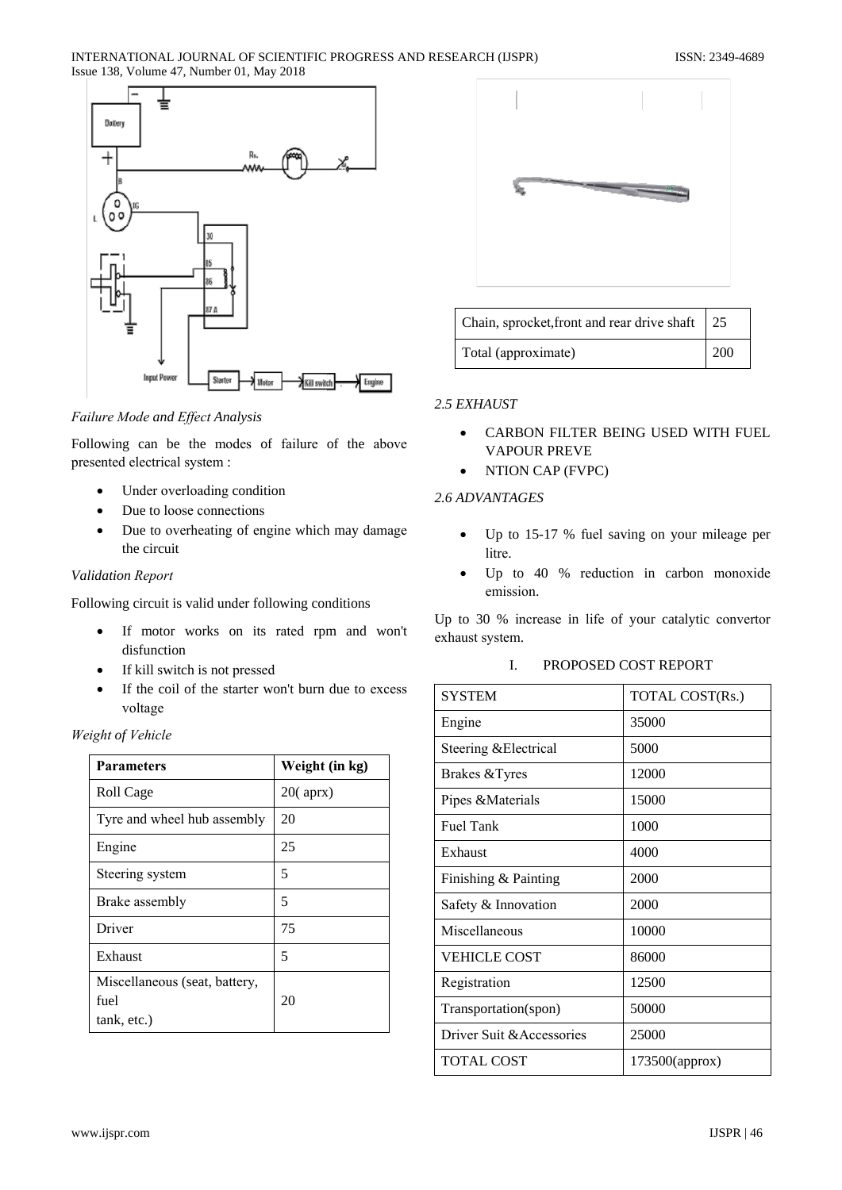*Failure Mode and Effect Analysis*

Following can be the modes of failure of the above presented electrical system :

- Under overloading condition
- Due to loose connections
- Due to overheating of engine which may damage the circuit

*Validation Report*

Following circuit is valid under following conditions

- If motor works on its rated rpm and won't disfunction
- If kill switch is not pressed
- If the coil of the starter won't burn due to excess voltage

*Weight of Vehicle*

| Parameters | Weight (in kg) |
|---|---|
| Roll Cage | 20( aprx) |
| Tyre and wheel hub assembly | 20 |
| Engine | 25 |
| Steering system | 5 |
| Brake assembly | 5 |
| Driver | 75 |
| Exhaust | 5 |
| Miscellaneous (seat, battery, fuel tank, etc.) | 20 |
| Chain, sprocket,front and rear drive shaft | 25 |
| Total (approximate) | 200 |

*2.5 EXHAUST*

- CARBON FILTER BEING USED WITH FUEL VAPOUR PREVE
- NTION CAP (FVPC)

*2.6 ADVANTAGES*

- Up to 15-17 % fuel saving on your mileage per litre.
- Up to 40 % reduction in carbon monoxide emission.

Up to 30 % increase in life of your catalytic convertor exhaust system.

## I. PROPOSED COST REPORT

| SYSTEM | TOTAL COST(Rs.) |
|---|---|
| Engine | 35000 |
| Steering &Electrical | 5000 |
| Brakes &Tyres | 12000 |
| Pipes &Materials | 15000 |
| Fuel Tank | 1000 |
| Exhaust | 4000 |
| Finishing & Painting | 2000 |
| Safety & Innovation | 2000 |
| Miscellaneous | 10000 |
| VEHICLE COST | 86000 |
| Registration | 12500 |
| Transportation(spon) | 50000 |
| Driver Suit &Accessories | 25000 |
| TOTAL COST | 173500(approx) |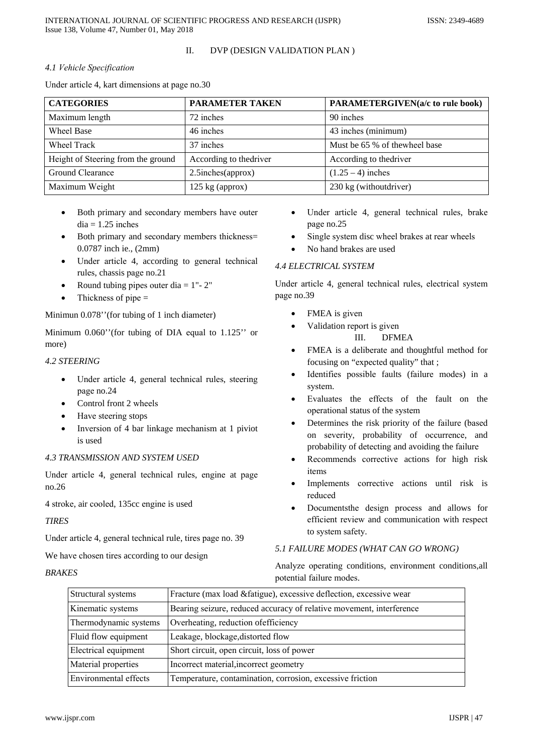## II. DVP (DESIGN VALIDATION PLAN )

### *4.1 Vehicle Specification*

Under article 4, kart dimensions at page no.30

| CATEGORIES | PARAMETER TAKEN | PARAMETERGIVEN(a/c to rule book) |
|---|---|---|
| Maximum length | 72 inches | 90 inches |
| Wheel Base | 46 inches | 43 inches (minimum) |
| Wheel Track | 37 inches | Must be 65 % of thewheel base |
| Height of Steering from the ground | According to thedriver | According to thedriver |
| Ground Clearance | 2.5inches(approx) | (1.25 – 4) inches |
| Maximum Weight | 125 kg (approx) | 230 kg (withoutdriver) |

- Both primary and secondary members have outer dia = 1.25 inches
- Both primary and secondary members thickness= 0.0787 inch ie., (2mm)
- Under article 4, according to general technical rules, chassis page no.21
- Round tubing pipes outer dia = 1"- 2"
- Thickness of pipe =

Minimun 0.078’’(for tubing of 1 inch diameter)

Minimum 0.060’’(for tubing of DIA equal to 1.125’’ or more)

### *4.2 STEERING*

- Under article 4, general technical rules, steering page no.24
- Control front 2 wheels
- Have steering stops
- Inversion of 4 bar linkage mechanism at 1 piviot is used

### *4.3 TRANSMISSION AND SYSTEM USED*

Under article 4, general technical rules, engine at page no.26

4 stroke, air cooled, 135cc engine is used

*TIRES*

Under article 4, general technical rule, tires page no. 39

We have chosen tires according to our design

*BRAKES*

- Under article 4, general technical rules, brake page no.25
- Single system disc wheel brakes at rear wheels
- No hand brakes are used

### *4.4 ELECTRICAL SYSTEM*

Under article 4, general technical rules, electrical system page no.39

- FMEA is given
- Validation report is given

## III. DFMEA

- FMEA is a deliberate and thoughtful method for focusing on “expected quality” that ;
- Identifies possible faults (failure modes) in a system.
- Evaluates the effects of the fault on the operational status of the system
- Determines the risk priority of the failure (based on severity, probability of occurrence, and probability of detecting and avoiding the failure
- Recommends corrective actions for high risk items
- Implements corrective actions until risk is reduced
- Documentsthe design process and allows for efficient review and communication with respect to system safety.

### *5.1 FAILURE MODES (WHAT CAN GO WRONG)*

Analyze operating conditions, environment conditions,all potential failure modes.

| Structural systems | Fracture (max load &fatigue), excessive deflection, excessive wear |
|---|---|
| Kinematic systems | Bearing seizure, reduced accuracy of relative movement, interference |
| Thermodynamic systems | Overheating, reduction ofefficiency |
| Fluid flow equipment | Leakage, blockage,distorted flow |
| Electrical equipment | Short circuit, open circuit, loss of power |
| Material properties | Incorrect material,incorrect geometry |
| Environmental effects | Temperature, contamination, corrosion, excessive friction |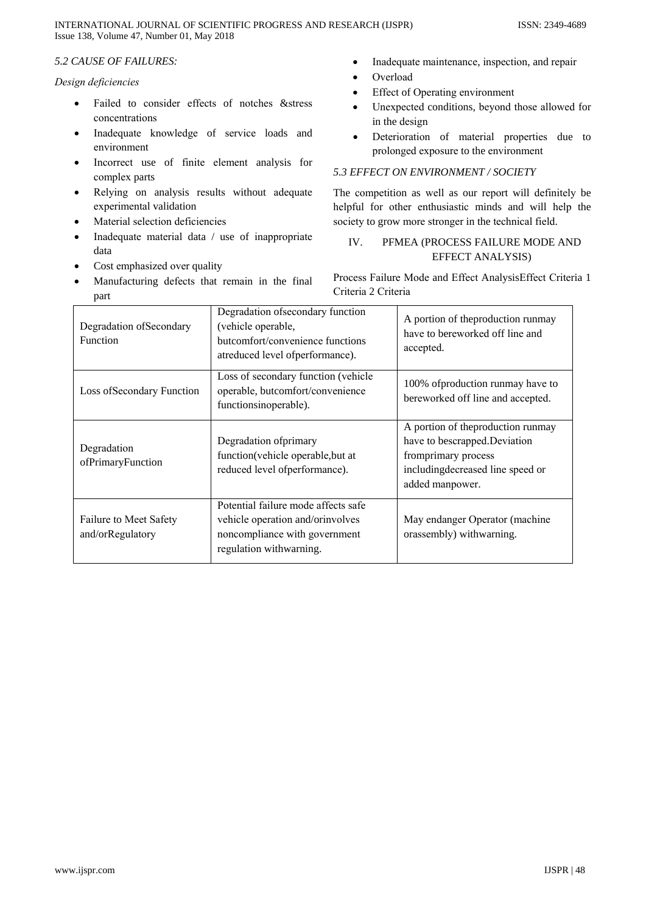*5.2 CAUSE OF FAILURES:*

*Design deficiencies*

- Failed to consider effects of notches &stress concentrations
- Inadequate knowledge of service loads and environment
- Incorrect use of finite element analysis for complex parts
- Relying on analysis results without adequate experimental validation
- Material selection deficiencies
- Inadequate material data / use of inappropriate data
- Cost emphasized over quality
- Manufacturing defects that remain in the final part
- Inadequate maintenance, inspection, and repair
- Overload
- Effect of Operating environment
- Unexpected conditions, beyond those allowed for in the design
- Deterioration of material properties due to prolonged exposure to the environment

*5.3 EFFECT ON ENVIRONMENT / SOCIETY*

The competition as well as our report will definitely be helpful for other enthusiastic minds and will help the society to grow more stronger in the technical field.

## IV. PFMEA (PROCESS FAILURE MODE AND EFFECT ANALYSIS)

Process Failure Mode and Effect AnalysisEffect Criteria 1 Criteria 2 Criteria

| | | |
|---|---|---|
| Degradation ofSecondary Function | Degradation ofsecondary function (vehicle operable, butcomfort/convenience functions atreduced level ofperformance). | A portion of theproduction runmay have to bereworked off line and accepted. |
| Loss ofSecondary Function | Loss of secondary function (vehicle operable, butcomfort/convenience functionsinoperable). | 100% ofproduction runmay have to bereworked off line and accepted. |
| Degradation ofPrimaryFunction | Degradation ofprimary function(vehicle operable,but at reduced level ofperformance). | A portion of theproduction runmay have to bescrapped.Deviation fromprimary process includingdecreased line speed or added manpower. |
| Failure to Meet Safety and/orRegulatory | Potential failure mode affects safe vehicle operation and/orinvolves noncompliance with government regulation withwarning. | May endanger Operator (machine orassembly) withwarning. |